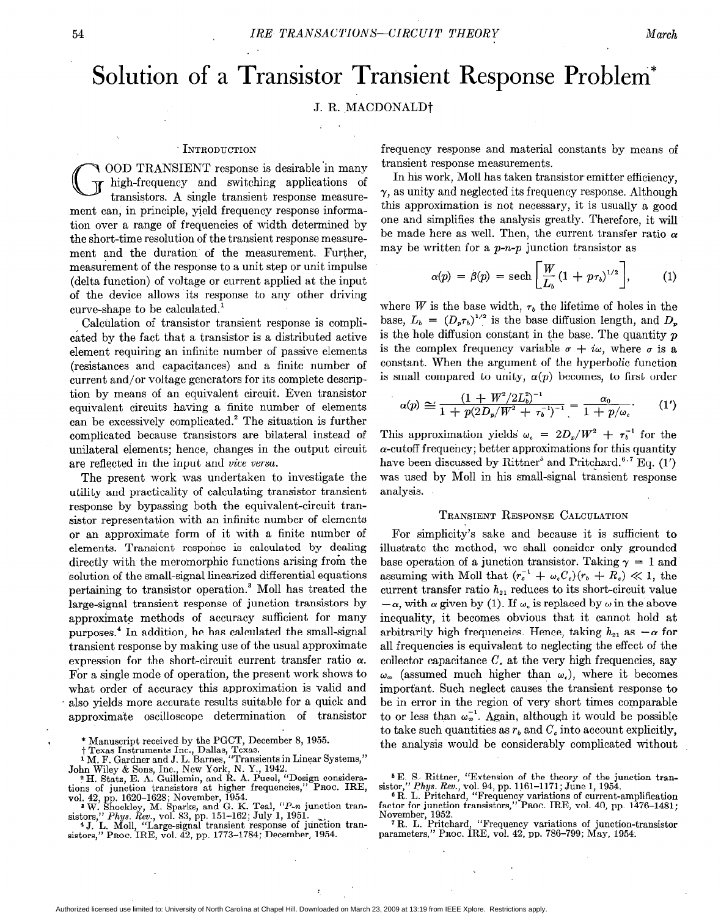# Solution of a Transistor Transient Response Problem*

J. R. MACDONALD†

## Introduction

Good transient response is desirable in many high-frequency and switching applications of transistors. A single transient response measurement can, in principle, yield frequency response information over a range of frequencies of width determined by the short-time resolution of the transient response measurement and the duration of the measurement. Further, measurement of the response to a unit step or unit impulse (delta function) of voltage or current applied at the input of the device allows its response to any other driving curve-shape to be calculated.[1]

Calculation of transistor transient response is complicated by the fact that a transistor is a distributed active element requiring an infinite number of passive elements (resistances and capacitances) and a finite number of current and/or voltage generators for its complete description by means of an equivalent circuit. Even transistor equivalent circuits having a finite number of elements can be excessively complicated.[2] The situation is further complicated because transistors are bilateral instead of unilateral elements; hence, changes in the output circuit are reflected in the input and *vice versa*.

The present work was undertaken to investigate the utility and practicality of calculating transistor transient response by bypassing both the equivalent-circuit transistor representation with an infinite number of elements or an approximate form of it with a finite number of elements. Transient response is calculated by dealing directly with the meromorphic functions arising from the solution of the small-signal linearized differential equations pertaining to transistor operation.[3] Moll has treated the large-signal transient response of junction transistors by approximate methods of accuracy sufficient for many purposes.[4] In addition, he has calculated the small-signal transient response by making use of the usual approximate expression for the short-circuit current transfer ratio $\alpha$. For a single mode of operation, the present work shows to what order of accuracy this approximation is valid and also yields more accurate results suitable for a quick and approximate oscilloscope determination of transistor frequency response and material constants by means of transient response measurements.

In his work, Moll has taken transistor emitter efficiency, $\gamma$, as unity and neglected its frequency response. Although this approximation is not necessary, it is usually a good one and simplifies the analysis greatly. Therefore, it will be made here as well. Then, the current transfer ratio $\alpha$ may be written for a *p-n-p* junction transistor as

$$\alpha(p) = \beta(p) = \operatorname{sech}\left[\frac{W}{L_b}(1 + p\tau_b)^{1/2}\right], \tag{1}$$

where $W$ is the base width, $\tau_b$ the lifetime of holes in the base, $L_b = (D_p\tau_b)^{1/2}$ is the base diffusion length, and $D_p$ is the hole diffusion constant in the base. The quantity $p$ is the complex frequency variable $\sigma + i\omega$, where $\sigma$ is a constant. When the argument of the hyperbolic function is small compared to unity, $\alpha(p)$ becomes, to first order

$$\alpha(p) \cong \frac{(1 + W^2/2L_b^2)^{-1}}{1 + p(2D_p/W^2 + \tau_b^{-1})^{-1}} = \frac{\alpha_0}{1 + p/\omega_c}. \tag{1'}$$

This approximation yields $\omega_c = 2D_p/W^2 + \tau_b^{-1}$ for the $\alpha$-cutoff frequency; better approximations for this quantity have been discussed by Rittner[5] and Pritchard.[6,7] Eq. (1') was used by Moll in his small-signal transient response analysis.

## Transient Response Calculation

For simplicity's sake and because it is sufficient to illustrate the method, we shall consider only grounded base operation of a junction transistor. Taking $\gamma = 1$ and assuming with Moll that $(r_c^{-1} + \omega_c C_c)(r_b + R_c) \ll 1$, the current transfer ratio $h_{21}$ reduces to its short-circuit value $-\alpha$, with $\alpha$ given by (1). If $\omega_c$ is replaced by $\omega$ in the above inequality, it becomes obvious that it cannot hold at arbitrarily high frequencies. Hence, taking $h_{21}$ as $-\alpha$ for all frequencies is equivalent to neglecting the effect of the collector capacitance $C_c$ at the very high frequencies, say $\omega_\infty$ (assumed much higher than $\omega_c$), where it becomes important. Such neglect causes the transient response to be in error in the region of very short times comparable to or less than $\omega_\infty^{-1}$. Again, although it would be possible to take such quantities as $r_b$ and $C_c$ into account explicitly, the analysis would be considerably complicated without

---

\* Manuscript received by the PGCT, December 8, 1955.

† Texas Instruments Inc., Dallas, Texas.

[1] M. F. Gardner and J. L. Barnes, "Transients in Linear Systems," John Wiley & Sons, Inc., New York, N. Y., 1942.

[2] H. Statz, E. A. Guillemin, and R. A. Pucel, "Design considerations of junction transistors at higher frequencies," Proc. IRE, vol. 42, pp. 1620–1628; November, 1954.

[3] W. Shockley, M. Sparks, and G. K. Teal, "*P-n* junction transistors," *Phys. Rev.*, vol. 83, pp. 151–162; July 1, 1951.

[4] J. L. Moll, "Large-signal transient response of junction transistors," Proc. IRE, vol. 42, pp. 1773–1784; December, 1954.

[5] E. S. Rittner, "Extension of the theory of the junction transistor," *Phys. Rev.*, vol. 94, pp. 1161–1171; June 1, 1954.

[6] R. L. Pritchard, "Frequency variations of current-amplification factor for junction transistors," Proc. IRE, vol. 40, pp. 1476–1481; November, 1952.

[7] R. L. Pritchard, "Frequency variations of junction-transistor parameters," Proc. IRE, vol. 42, pp. 786–799; May, 1954.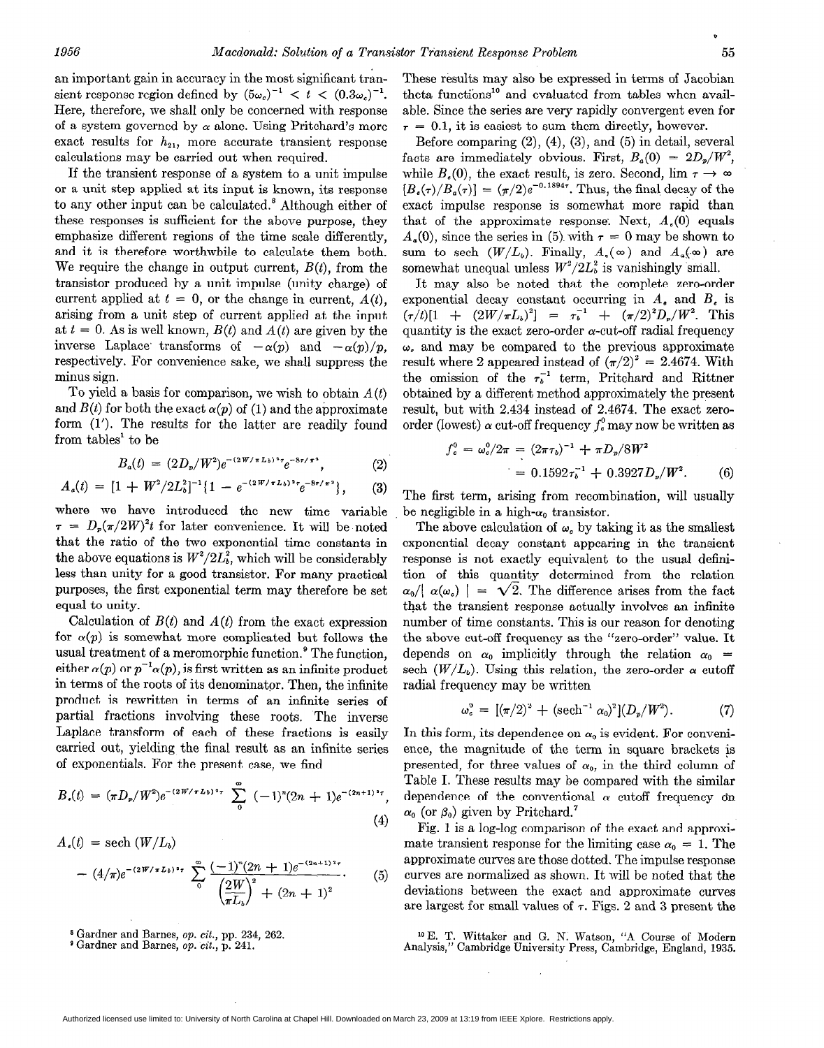an important gain in accuracy in the most significant transient response region defined by $(5\omega_c)^{-1} < t < (0.3\omega_c)^{-1}$. Here, therefore, we shall only be concerned with response of a system governed by $\alpha$ alone. Using Pritchard's more exact results for $h_{21}$, more accurate transient response calculations may be carried out when required.

If the transient response of a system to a unit impulse or a unit step applied at its input is known, its response to any other input can be calculated.[8] Although either of these responses is sufficient for the above purpose, they emphasize different regions of the time scale differently, and it is therefore worthwhile to calculate them both. We require the change in output current, $B(t)$, from the transistor produced by a unit impulse (unity charge) of current applied at $t = 0$, or the change in current, $A(t)$, arising from a unit step of current applied at the input at $t = 0$. As is well known, $B(t)$ and $A(t)$ are given by the inverse Laplace transforms of $-\alpha(p)$ and $-\alpha(p)/p$, respectively. For convenience sake, we shall suppress the minus sign.

To yield a basis for comparison, we wish to obtain $A(t)$ and $B(t)$ for both the exact $\alpha(p)$ of (1) and the approximate form (1'). The results for the latter are readily found from tables[1] to be

$$B_a(t) = (2D_p/W^2)e^{-(2W/\pi L_b)^2\tau}e^{-8\tau/\pi^2}, \tag{2}$$

$$A_a(t) = [1 + W^2/2L_b^2]^{-1}\{1 - e^{-(2W/\pi L_b)^2\tau}e^{-8\tau/\pi^2}\}, \tag{3}$$

where we have introduced the new time variable $\tau = D_p(\pi/2W)^2 t$ for later convenience. It will be noted that the ratio of the two exponential time constants in the above equations is $W^2/2L_b^2$, which will be considerably less than unity for a good transistor. For many practical purposes, the first exponential term may therefore be set equal to unity.

Calculation of $B(t)$ and $A(t)$ from the exact expression for $\alpha(p)$ is somewhat more complicated but follows the usual treatment of a meromorphic function.[9] The function, either $\alpha(p)$ or $p^{-1}\alpha(p)$, is first written as an infinite product in terms of the roots of its denominator. Then, the infinite product is rewritten in terms of an infinite series of partial fractions involving these roots. The inverse Laplace transform of each of these fractions is easily carried out, yielding the final result as an infinite series of exponentials. For the present case, we find

$$B_e(t) = (\pi D_p/W^2)e^{-(2W/\pi L_b)^2\tau}\sum_0^\infty (-1)^n(2n+1)e^{-(2n+1)^2\tau}, \tag{4}$$

$$A_e(t) = \text{sech}\,(W/L_b) - (4/\pi)e^{-(2W/\pi L_b)^2\tau}\sum_0^\infty \frac{(-1)^n(2n+1)e^{-(2n+1)^2\tau}}{\left(\frac{2W}{\pi L_b}\right)^2 + (2n+1)^2}. \tag{5}$$

These results may also be expressed in terms of Jacobian theta functions[10] and evaluated from tables when available. Since the series are very rapidly convergent even for $\tau = 0.1$, it is easiest to sum them directly, however.

Before comparing (2), (4), (3), and (5) in detail, several facts are immediately obvious. First, $B_a(0) = 2D_p/W^2$, while $B_e(0)$, the exact result, is zero. Second, $\lim \tau \to \infty$ $[B_e(\tau)/B_a(\tau)] = (\pi/2)e^{-0.1894\tau}$. Thus, the final decay of the exact impulse response is somewhat more rapid than that of the approximate response. Next, $A_e(0)$ equals $A_a(0)$, since the series in (5) with $\tau = 0$ may be shown to sum to sech $(W/L_b)$. Finally, $A_e(\infty)$ and $A_a(\infty)$ are somewhat unequal unless $W^2/2L_b^2$ is vanishingly small.

It may also be noted that the complete zero-order exponential decay constant occurring in $A_e$ and $B_e$ is $(\tau/t)[1 + (2W/\pi L_b)^2] = \tau_b^{-1} + (\pi/2)^2 D_p/W^2$. This quantity is the exact zero-order $\alpha$-cut-off radial frequency $\omega_c$ and may be compared to the previous approximate result where 2 appeared instead of $(\pi/2)^2 = 2.4674$. With the omission of the $\tau_b^{-1}$ term, Pritchard and Rittner obtained by a different method approximately the present result, but with 2.434 instead of 2.4674. The exact zero-order (lowest) $\alpha$ cut-off frequency $f_c^0$ may now be written as

$$\begin{aligned} f_c^0 = \omega_c^0/2\pi &= (2\pi\tau_b)^{-1} + \pi D_p/8W^2 \\ &= 0.1592\tau_b^{-1} + 0.3927D_p/W^2. \end{aligned} \tag{6}$$

The first term, arising from recombination, will usually be negligible in a high-$\alpha_0$ transistor.

The above calculation of $\omega_c$ by taking it as the smallest exponential decay constant appearing in the transient response is not exactly equivalent to the usual definition of this quantity determined from the relation $\alpha_0/|\alpha(\omega_c)| = \sqrt{2}$. The difference arises from the fact that the transient response actually involves an infinite number of time constants. This is our reason for denoting the above cut-off frequency as the "zero-order" value. It depends on $\alpha_0$ implicitly through the relation $\alpha_0 = \text{sech}\,(W/L_b)$. Using this relation, the zero-order $\alpha$ cutoff radial frequency may be written

$$\omega_c^0 = [(\pi/2)^2 + (\text{sech}^{-1}\,\alpha_0)^2](D_p/W^2). \tag{7}$$

In this form, its dependence on $\alpha_0$ is evident. For convenience, the magnitude of the term in square brackets is presented, for three values of $\alpha_0$, in the third column of Table I. These results may be compared with the similar dependence of the conventional $\alpha$ cutoff frequency on $\alpha_0$ (or $\beta_0$) given by Pritchard.[7]

Fig. 1 is a log-log comparison of the exact and approximate transient response for the limiting case $\alpha_0 = 1$. The approximate curves are those dotted. The impulse response curves are normalized as shown. It will be noted that the deviations between the exact and approximate curves are largest for small values of $\tau$. Figs. 2 and 3 present the

[8] Gardner and Barnes, *op. cit.*, pp. 234, 262.

[9] Gardner and Barnes, *op. cit.*, p. 241.

[10] E. T. Wittaker and G. N. Watson, "A Course of Modern Analysis," Cambridge University Press, Cambridge, England, 1935.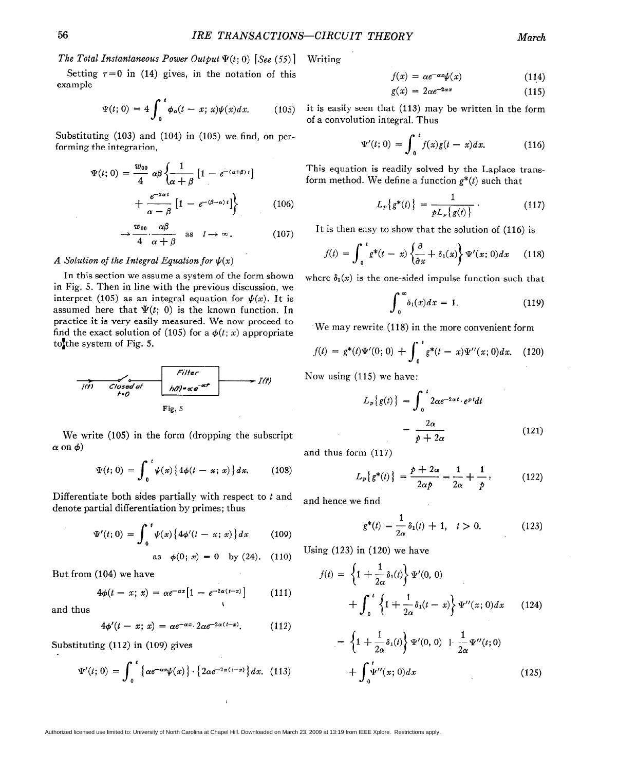*The Total Instantaneous Power Output $\Psi(t; 0)$ [See (55)]*

Setting $\tau = 0$ in (14) gives, in the notation of this example

$$\Psi(t; 0) = 4 \int_0^t \phi_\alpha(t - x; x)\psi(x)dx. \tag{105}$$

Substituting (103) and (104) in (105) we find, on performing the integration,

$$\Psi(t; 0) = \frac{w_{00}}{4} \alpha\beta \left\{ \frac{1}{\alpha + \beta} [1 - e^{-(\alpha+\beta)t}] + \frac{e^{-2\alpha t}}{\alpha - \beta} [1 - e^{-(\beta-\alpha)t}] \right\} \tag{106}$$

$$\rightarrow \frac{w_{00}}{4} \cdot \frac{\alpha\beta}{\alpha + \beta} \quad \text{as} \quad t \rightarrow \infty. \tag{107}$$

*A Solution of the Integral Equation for $\psi(x)$*

In this section we assume a system of the form shown in Fig. 5. Then in line with the previous discussion, we interpret (105) as an integral equation for $\psi(x)$. It is assumed here that $\Psi(t; 0)$ is the known function. In practice it is very easily measured. We now proceed to find the exact solution of (105) for a $\phi(t; x)$ appropriate to the system of Fig. 5.

$j(t)$ — Closed at $t=0$ — Filter $h(t) = \alpha e^{-\alpha t}$ — $I(t)$

Fig. 5

We write (105) in the form (dropping the subscript $\alpha$ on $\phi$)

$$\Psi(t; 0) = \int_0^t \psi(x)\{4\phi(t - x; x)\}dx. \tag{108}$$

Differentiate both sides partially with respect to $t$ and denote partial differentiation by primes; thus

$$\Psi'(t; 0) = \int_0^t \psi(x)\{4\phi'(t - x; x)\}dx \tag{109}$$

$$\text{as} \quad \phi(0; x) = 0 \quad \text{by (24)}. \tag{110}$$

But from (104) we have

$$4\phi(t - x; x) = \alpha e^{-\alpha x}[1 - e^{-2\alpha(t-x)}] \tag{111}$$

and thus

$$4\phi'(t - x; x) = \alpha e^{-\alpha x} \cdot 2\alpha e^{-2\alpha(t-x)}. \tag{112}$$

Substituting (112) in (109) gives

$$\Psi'(t; 0) = \int_0^t \{\alpha e^{-\alpha x}\psi(x)\} \cdot \{2\alpha e^{-2\alpha(t-x)}\}dx. \tag{113}$$

Writing

$$f(x) = \alpha e^{-\alpha x}\psi(x) \tag{114}$$

$$g(x) = 2\alpha e^{-2\alpha x} \tag{115}$$

it is easily seen that (113) may be written in the form of a convolution integral. Thus

$$\Psi'(t; 0) = \int_0^t f(x)g(t - x)dx. \tag{116}$$

This equation is readily solved by the Laplace transform method. We define a function $g^*(t)$ such that

$$L_p\{g^*(t)\} = \frac{1}{pL_p\{g(t)\}}. \tag{117}$$

It is then easy to show that the solution of (116) is

$$f(t) = \int_0^t g^*(t - x)\left\{\frac{\partial}{\partial x} + \delta_1(x)\right\}\Psi'(x; 0)dx \tag{118}$$

where $\delta_1(x)$ is the one-sided impulse function such that

$$\int_0^\infty \delta_1(x)dx = 1. \tag{119}$$

We may rewrite (118) in the more convenient form

$$f(t) = g^*(t)\Psi'(0; 0) + \int_0^t g^*(t - x)\Psi''(x; 0)dx. \tag{120}$$

Now using (115) we have:

$$L_p\{g(t)\} = \int_0^t 2\alpha e^{-2\alpha t} \cdot e^{pt}dt$$

$$= \frac{2\alpha}{p + 2\alpha} \tag{121}$$

and thus form (117)

$$L_p\{g^*(t)\} = \frac{p + 2\alpha}{2\alpha p} = \frac{1}{2\alpha} + \frac{1}{p}, \tag{122}$$

and hence we find

$$g^*(t) = \frac{1}{2\alpha}\delta_1(t) + 1, \quad t > 0. \tag{123}$$

Using (123) in (120) we have

$$f(t) = \left\{1 + \frac{1}{2\alpha}\delta_1(t)\right\}\Psi'(0, 0) + \int_0^t \left\{1 + \frac{1}{2\alpha}\delta_1(t - x)\right\}\Psi''(x; 0)dx \tag{124}$$

$$= \left\{1 + \frac{1}{2\alpha}\delta_1(t)\right\}\Psi'(0, 0) + \frac{1}{2\alpha}\Psi''(t; 0) + \int_0^t \Psi''(x; 0)dx \tag{125}$$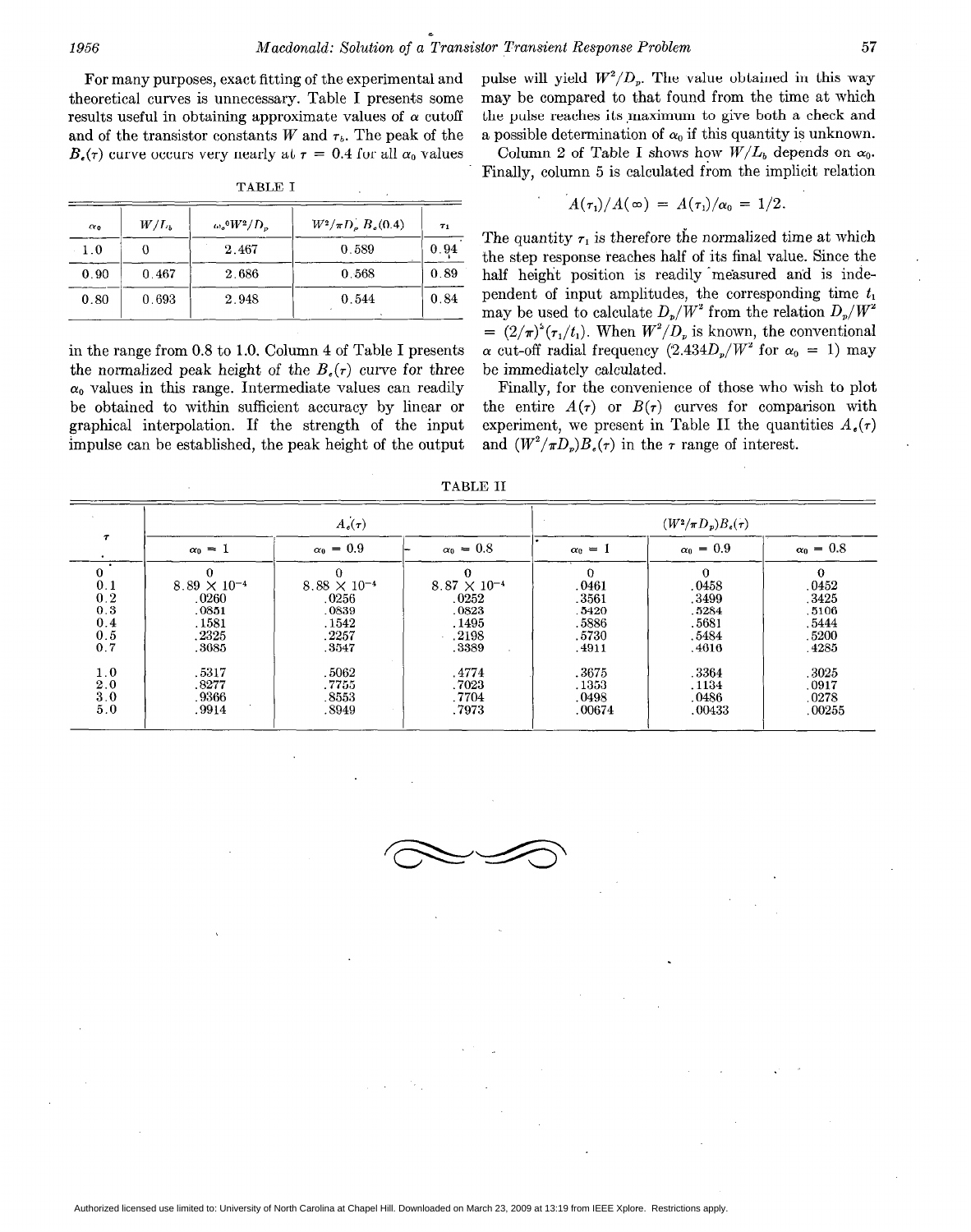For many purposes, exact fitting of the experimental and theoretical curves is unnecessary. Table I presents some results useful in obtaining approximate values of $\alpha$ cutoff and of the transistor constants $W$ and $\tau_b$. The peak of the $B_e(\tau)$ curve occurs very nearly at $\tau = 0.4$ for all $\alpha_0$ values in the range from 0.8 to 1.0. Column 4 of Table I presents the normalized peak height of the $B_e(\tau)$ curve for three $\alpha_0$ values in this range. Intermediate values can readily be obtained to within sufficient accuracy by linear or graphical interpolation. If the strength of the input impulse can be established, the peak height of the output pulse will yield $W^2/D_p$. The value obtained in this way may be compared to that found from the time at which the pulse reaches its maximum to give both a check and a possible determination of $\alpha_0$ if this quantity is unknown.

TABLE I

| $\alpha_0$ | $W/L_b$ | $\omega_{\alpha}{}^0 W^2/D_p$ | $W^2/\pi D_p\, B_e(0.4)$ | $\tau_1$ |
|---|---|---|---|---|
| 1.0 | 0 | 2.467 | 0.589 | 0.94 |
| 0.90 | 0.467 | 2.686 | 0.568 | 0.89 |
| 0.80 | 0.693 | 2.948 | 0.544 | 0.84 |

Column 2 of Table I shows how $W/L_b$ depends on $\alpha_0$. Finally, column 5 is calculated from the implicit relation

$$A(\tau_1)/A(\infty) = A(\tau_1)/\alpha_0 = 1/2.$$

The quantity $\tau_1$ is therefore the normalized time at which the step response reaches half of its final value. Since the half height position is readily measured and is independent of input amplitudes, the corresponding time $t_1$ may be used to calculate $D_p/W^2$ from the relation $D_p/W^2 = (2/\pi)^2(\tau_1/t_1)$. When $W^2/D_p$ is known, the conventional $\alpha$ cut-off radial frequency $(2.434 D_p/W^2$ for $\alpha_0 = 1)$ may be immediately calculated.

Finally, for the convenience of those who wish to plot the entire $A(\tau)$ or $B(\tau)$ curves for comparison with experiment, we present in Table II the quantities $A_e(\tau)$ and $(W^2/\pi D_p)B_e(\tau)$ in the $\tau$ range of interest.

TABLE II

| $\tau$ | $A_e(\tau)$ | | | $(W^2/\pi D_p)B_e(\tau)$ | | |
|---|---|---|---|---|---|---|
| | $\alpha_0 = 1$ | $\alpha_0 = 0.9$ | $\alpha_0 = 0.8$ | $\alpha_0 = 1$ | $\alpha_0 = 0.9$ | $\alpha_0 = 0.8$ |
| 0 | 0 | 0 | 0 | 0 | 0 | 0 |
| 0.1 | $8.89 \times 10^{-4}$ | $8.88 \times 10^{-4}$ | $8.87 \times 10^{-4}$ | .0461 | .0458 | .0452 |
| 0.2 | .0260 | .0256 | .0252 | .3561 | .3499 | .3425 |
| 0.3 | .0851 | .0839 | .0823 | .5420 | .5284 | .5106 |
| 0.4 | .1581 | .1542 | .1495 | .5886 | .5681 | .5444 |
| 0.5 | .2325 | .2257 | .2198 | .5730 | .5484 | .5200 |
| 0.7 | .3685 | .3547 | .3389 | .4911 | .4616 | .4285 |
| 1.0 | .5317 | .5062 | .4774 | .3675 | .3364 | .3025 |
| 2.0 | .8277 | .7755 | .7023 | .1353 | .1134 | .0917 |
| 3.0 | .9366 | .8553 | .7704 | .0498 | .0486 | .0278 |
| 5.0 | .9914 | .8949 | .7973 | .00674 | .00433 | .00255 |